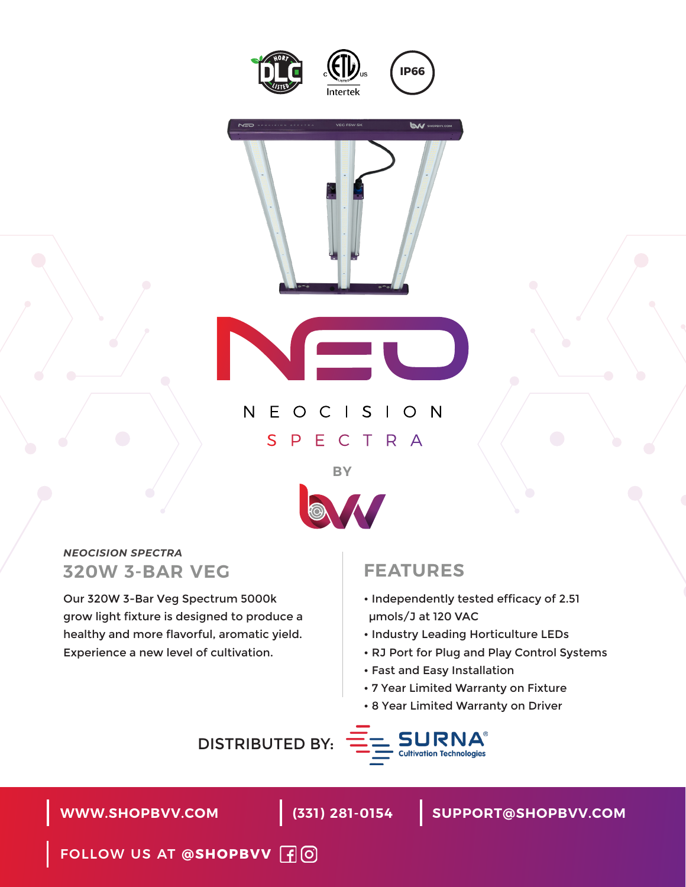DLC HORT LISTED

ETL Listed Intertek

IP66

NEO

NEOCISION

SPECTRA

BY

*NEOCISION SPECTRA*

## 320W 3-BAR VEG

Our 320W 3-Bar Veg Spectrum 5000k grow light fixture is designed to produce a healthy and more flavorful, aromatic yield. Experience a new level of cultivation.

## FEATURES

- Independently tested efficacy of 2.51 μmols/J at 120 VAC
- Industry Leading Horticulture LEDs
- RJ Port for Plug and Play Control Systems
- Fast and Easy Installation
- 7 Year Limited Warranty on Fixture
- 8 Year Limited Warranty on Driver

DISTRIBUTED BY: SURNA® Cultivation Technologies

WWW.SHOPBVV.COM | (331) 281-0154 | SUPPORT@SHOPBVV.COM

FOLLOW US AT @SHOPBVV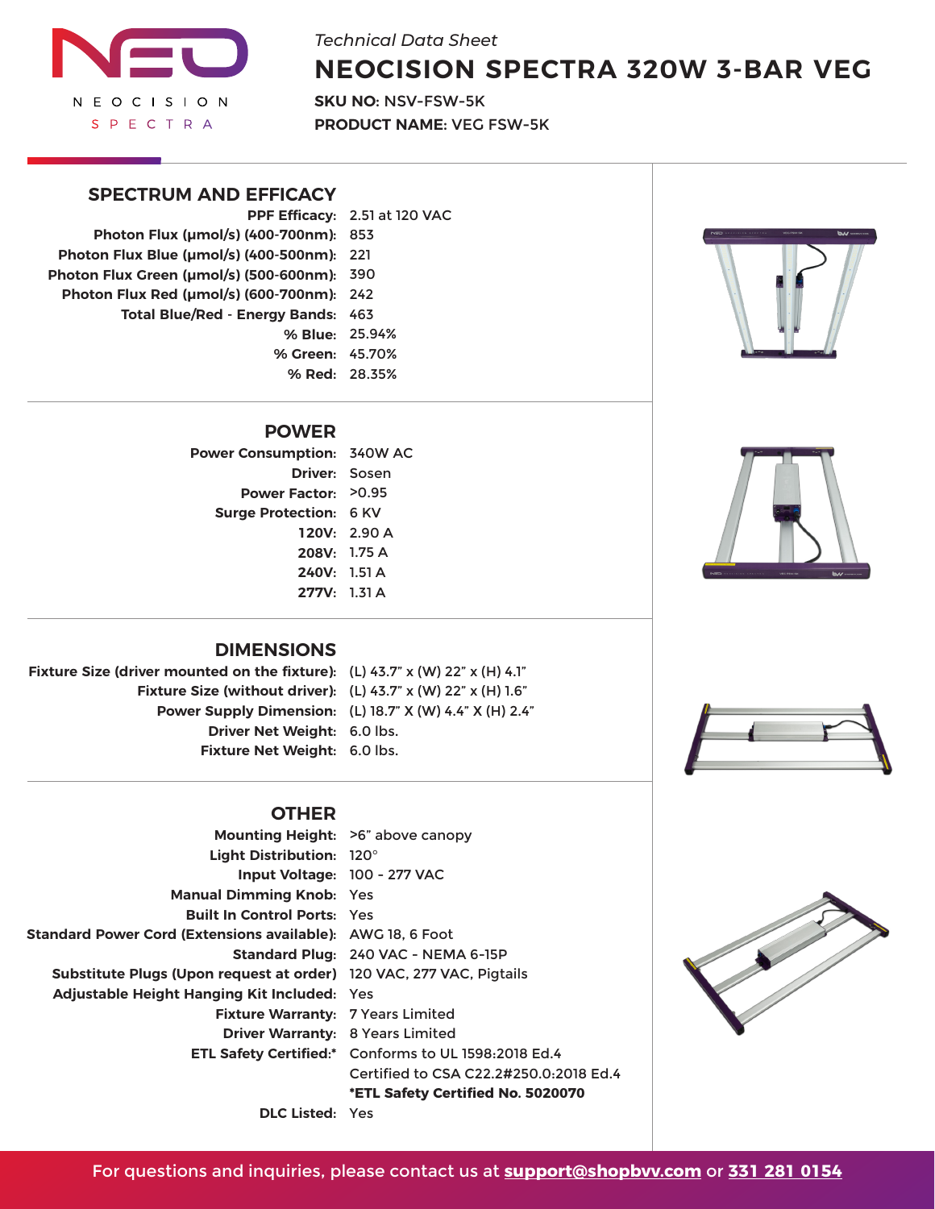NEOCISION
SPECTRA

*Technical Data Sheet*

# NEOCISION SPECTRA 320W 3-BAR VEG

**SKU NO:** NSV-FSW-5K

**PRODUCT NAME:** VEG FSW-5K

## SPECTRUM AND EFFICACY

| | |
|---|---|
| **PPF Efficacy:** | 2.51 at 120 VAC |
| **Photon Flux (µmol/s) (400-700nm):** | 853 |
| **Photon Flux Blue (µmol/s) (400-500nm):** | 221 |
| **Photon Flux Green (µmol/s) (500-600nm):** | 390 |
| **Photon Flux Red (µmol/s) (600-700nm):** | 242 |
| **Total Blue/Red - Energy Bands:** | 463 |
| **% Blue:** | 25.94% |
| **% Green:** | 45.70% |
| **% Red:** | 28.35% |

## POWER

| | |
|---|---|
| **Power Consumption:** | 340W AC |
| **Driver:** | Sosen |
| **Power Factor:** | >0.95 |
| **Surge Protection:** | 6 KV |
| **120V:** | 2.90 A |
| **208V:** | 1.75 A |
| **240V:** | 1.51 A |
| **277V:** | 1.31 A |

## DIMENSIONS

| | |
|---|---|
| **Fixture Size (driver mounted on the fixture):** | (L) 43.7" x (W) 22" x (H) 4.1" |
| **Fixture Size (without driver):** | (L) 43.7" x (W) 22" x (H) 1.6" |
| **Power Supply Dimension:** | (L) 18.7" X (W) 4.4" X (H) 2.4" |
| **Driver Net Weight:** | 6.0 lbs. |
| **Fixture Net Weight:** | 6.0 lbs. |

## OTHER

| | |
|---|---|
| **Mounting Height:** | >6" above canopy |
| **Light Distribution:** | 120° |
| **Input Voltage:** | 100 - 277 VAC |
| **Manual Dimming Knob:** | Yes |
| **Built In Control Ports:** | Yes |
| **Standard Power Cord (Extensions available):** | AWG 18, 6 Foot |
| **Standard Plug:** | 240 VAC - NEMA 6-15P |
| **Substitute Plugs (Upon request at order)** | 120 VAC, 277 VAC, Pigtails |
| **Adjustable Height Hanging Kit Included:** | Yes |
| **Fixture Warranty:** | 7 Years Limited |
| **Driver Warranty:** | 8 Years Limited |
| **ETL Safety Certified:*** | Conforms to UL 1598:2018 Ed.4<br>Certified to CSA C22.2#250.0:2018 Ed.4<br>***ETL Safety Certified No. 5020070** |
| **DLC Listed:** | Yes |

For questions and inquiries, please contact us at **support@shopbvv.com** or **331 281 0154**